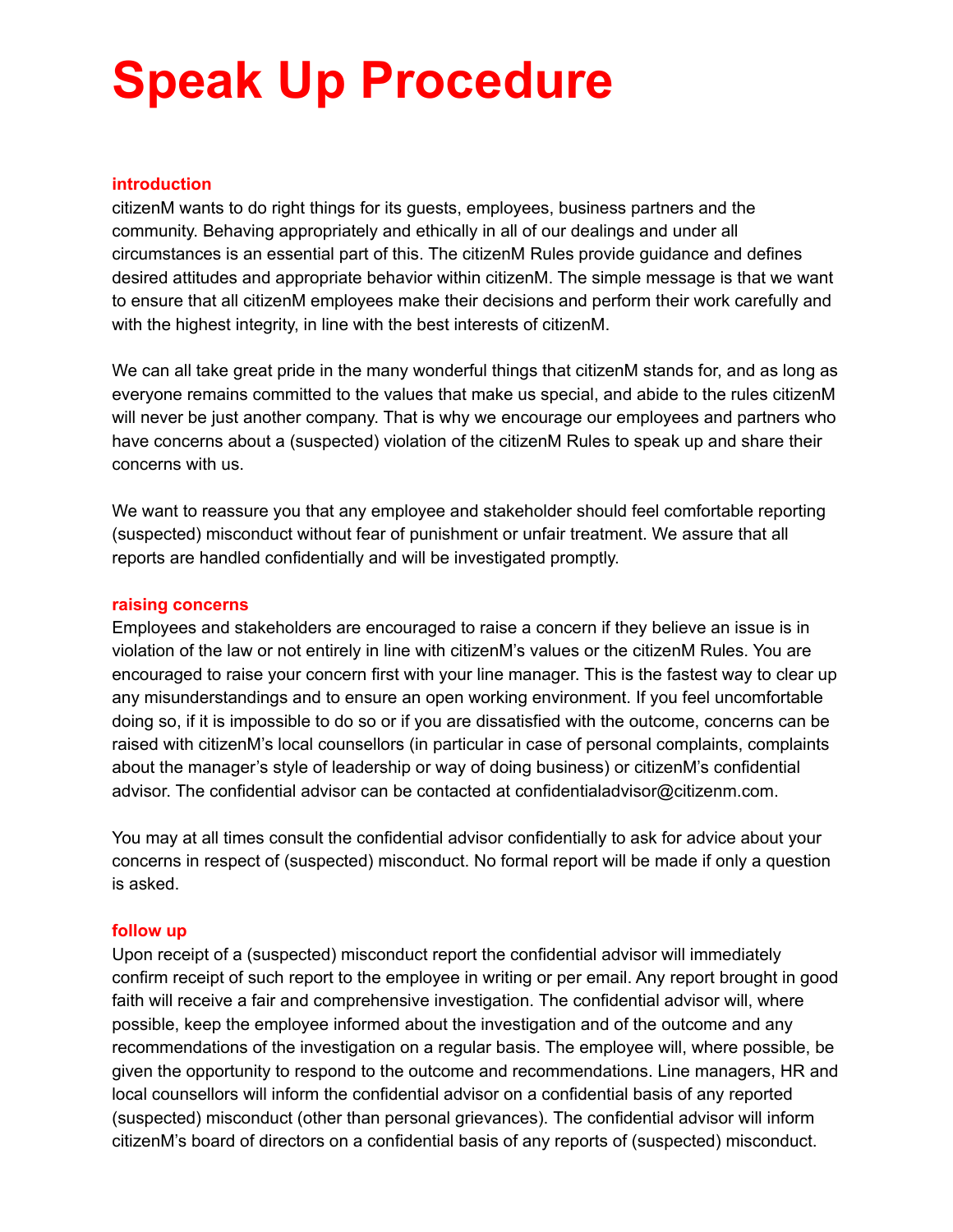# Speak Up Procedure

## introduction

citizenM wants to do right things for its guests, employees, business partners and the community. Behaving appropriately and ethically in all of our dealings and under all circumstances is an essential part of this. The citizenM Rules provide guidance and defines desired attitudes and appropriate behavior within citizenM. The simple message is that we want to ensure that all citizenM employees make their decisions and perform their work carefully and with the highest integrity, in line with the best interests of citizenM.

We can all take great pride in the many wonderful things that citizenM stands for, and as long as everyone remains committed to the values that make us special, and abide to the rules citizenM will never be just another company. That is why we encourage our employees and partners who have concerns about a (suspected) violation of the citizenM Rules to speak up and share their concerns with us.

We want to reassure you that any employee and stakeholder should feel comfortable reporting (suspected) misconduct without fear of punishment or unfair treatment. We assure that all reports are handled confidentially and will be investigated promptly.

## raising concerns

Employees and stakeholders are encouraged to raise a concern if they believe an issue is in violation of the law or not entirely in line with citizenM's values or the citizenM Rules. You are encouraged to raise your concern first with your line manager. This is the fastest way to clear up any misunderstandings and to ensure an open working environment. If you feel uncomfortable doing so, if it is impossible to do so or if you are dissatisfied with the outcome, concerns can be raised with citizenM's local counsellors (in particular in case of personal complaints, complaints about the manager's style of leadership or way of doing business) or citizenM's confidential advisor. The confidential advisor can be contacted at confidentialadvisor@citizenm.com.

You may at all times consult the confidential advisor confidentially to ask for advice about your concerns in respect of (suspected) misconduct. No formal report will be made if only a question is asked.

## follow up

Upon receipt of a (suspected) misconduct report the confidential advisor will immediately confirm receipt of such report to the employee in writing or per email. Any report brought in good faith will receive a fair and comprehensive investigation. The confidential advisor will, where possible, keep the employee informed about the investigation and of the outcome and any recommendations of the investigation on a regular basis. The employee will, where possible, be given the opportunity to respond to the outcome and recommendations. Line managers, HR and local counsellors will inform the confidential advisor on a confidential basis of any reported (suspected) misconduct (other than personal grievances). The confidential advisor will inform citizenM's board of directors on a confidential basis of any reports of (suspected) misconduct.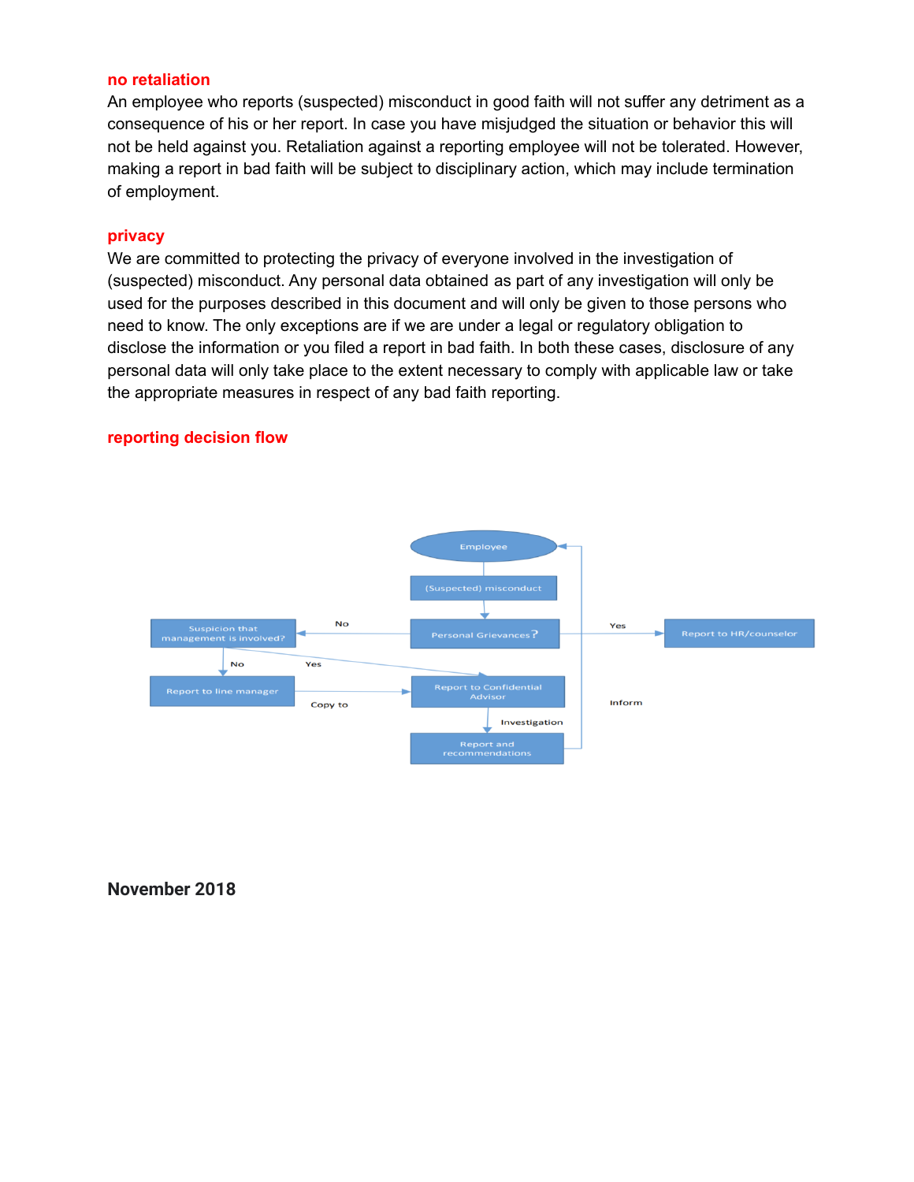## no retaliation

An employee who reports (suspected) misconduct in good faith will not suffer any detriment as a consequence of his or her report. In case you have misjudged the situation or behavior this will not be held against you. Retaliation against a reporting employee will not be tolerated. However, making a report in bad faith will be subject to disciplinary action, which may include termination of employment.

## privacy

We are committed to protecting the privacy of everyone involved in the investigation of (suspected) misconduct. Any personal data obtained as part of any investigation will only be used for the purposes described in this document and will only be given to those persons who need to know. The only exceptions are if we are under a legal or regulatory obligation to disclose the information or you filed a report in bad faith. In both these cases, disclosure of any personal data will only take place to the extent necessary to comply with applicable law or take the appropriate measures in respect of any bad faith reporting.

## reporting decision flow

Employee

(Suspected) misconduct

Personal Grievances?

Yes

Report to HR/counselor

No

Suspicion that management is involved?

No

Yes

Report to line manager

Copy to

Report to Confidential Advisor

Investigation

Report and recommendations

Inform

**November 2018**